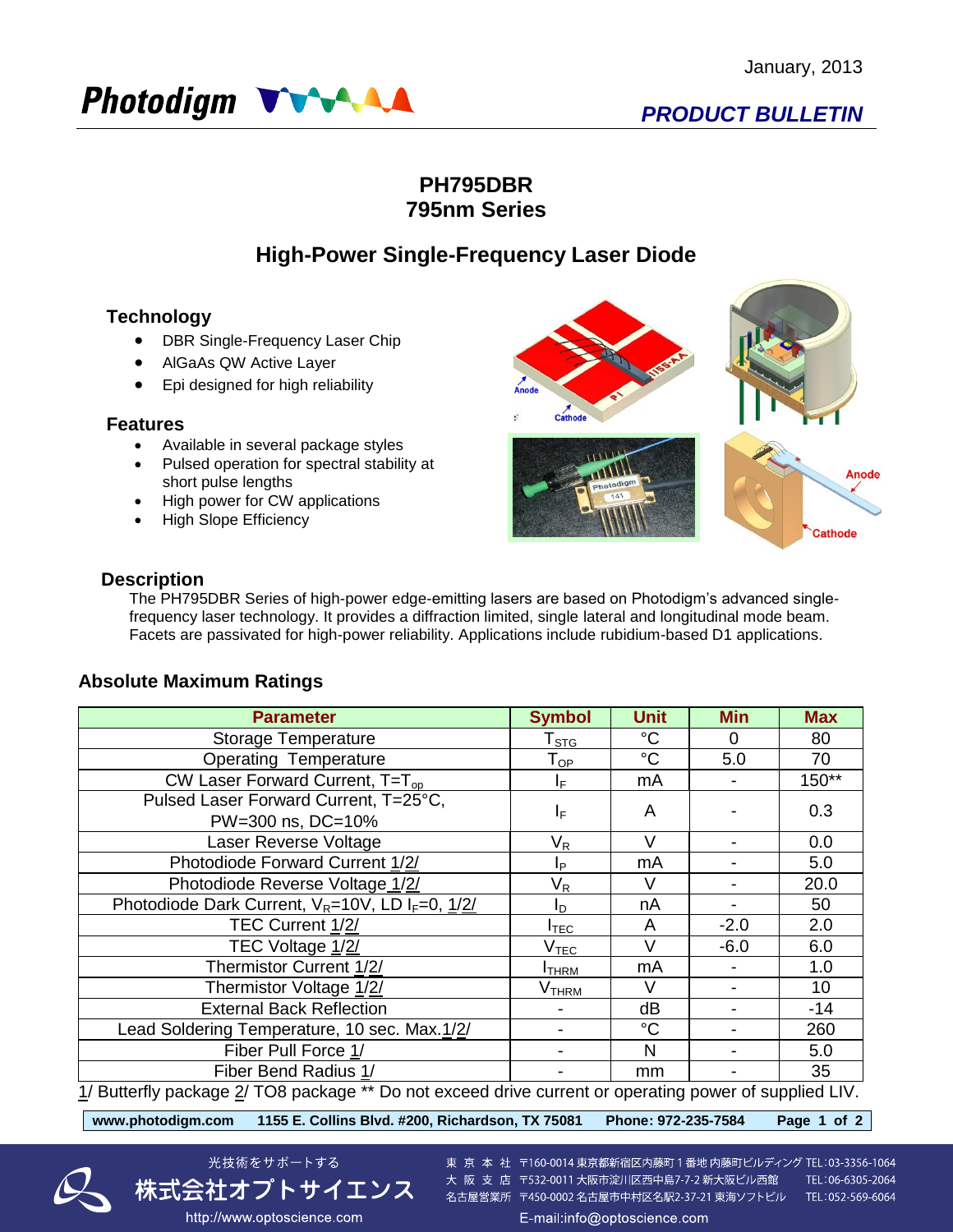January, 2013

Photodigm

*PRODUCT BULLETIN*

# PH795DBR
# 795nm Series

## High-Power Single-Frequency Laser Diode

### Technology

- DBR Single-Frequency Laser Chip
- AlGaAs QW Active Layer
- Epi designed for high reliability

### Features

- Available in several package styles
- Pulsed operation for spectral stability at short pulse lengths
- High power for CW applications
- High Slope Efficiency

### Description

The PH795DBR Series of high-power edge-emitting lasers are based on Photodigm's advanced single-frequency laser technology. It provides a diffraction limited, single lateral and longitudinal mode beam. Facets are passivated for high-power reliability. Applications include rubidium-based D1 applications.

### Absolute Maximum Ratings

| Parameter | Symbol | Unit | Min | Max |
|---|---|---|---|---|
| Storage Temperature | $T_{STG}$ | °C | 0 | 80 |
| Operating Temperature | $T_{OP}$ | °C | 5.0 | 70 |
| CW Laser Forward Current, $T=T_{op}$ | $I_F$ | mA | - | 150** |
| Pulsed Laser Forward Current, T=25°C, PW=300 ns, DC=10% | $I_F$ | A | - | 0.3 |
| Laser Reverse Voltage | $V_R$ | V | - | 0.0 |
| Photodiode Forward Current 1/2/ | $I_P$ | mA | - | 5.0 |
| Photodiode Reverse Voltage 1/2/ | $V_R$ | V | - | 20.0 |
| Photodiode Dark Current, $V_R$=10V, LD $I_F$=0, 1/2/ | $I_D$ | nA | - | 50 |
| TEC Current 1/2/ | $I_{TEC}$ | A | -2.0 | 2.0 |
| TEC Voltage 1/2/ | $V_{TEC}$ | V | -6.0 | 6.0 |
| Thermistor Current 1/2/ | $I_{THRM}$ | mA | - | 1.0 |
| Thermistor Voltage 1/2/ | $V_{THRM}$ | V | - | 10 |
| External Back Reflection | - | dB | - | -14 |
| Lead Soldering Temperature, 10 sec. Max.1/2/ | - | °C | - | 260 |
| Fiber Pull Force 1/ | - | N | - | 5.0 |
| Fiber Bend Radius 1/ | - | mm | - | 35 |

1/ Butterfly package 2/ TO8 package ** Do not exceed drive current or operating power of supplied LIV.

www.photodigm.com 1155 E. Collins Blvd. #200, Richardson, TX 75081 Phone: 972-235-7584

光技術をサポートする
株式会社オプトサイエンス
http://www.optoscience.com

東 京 本 社 〒160-0014 東京都新宿区内藤町１番地 内藤町ビルディング TEL:03-3356-1064
大 阪 支 店 〒532-0011 大阪市淀川区西中島7-7-2 新大阪ビル西館 TEL:06-6305-2064
名古屋営業所 〒450-0002 名古屋市中村区名駅2-37-21 東海ソフトビル TEL:052-569-6064
E-mail:info@optoscience.com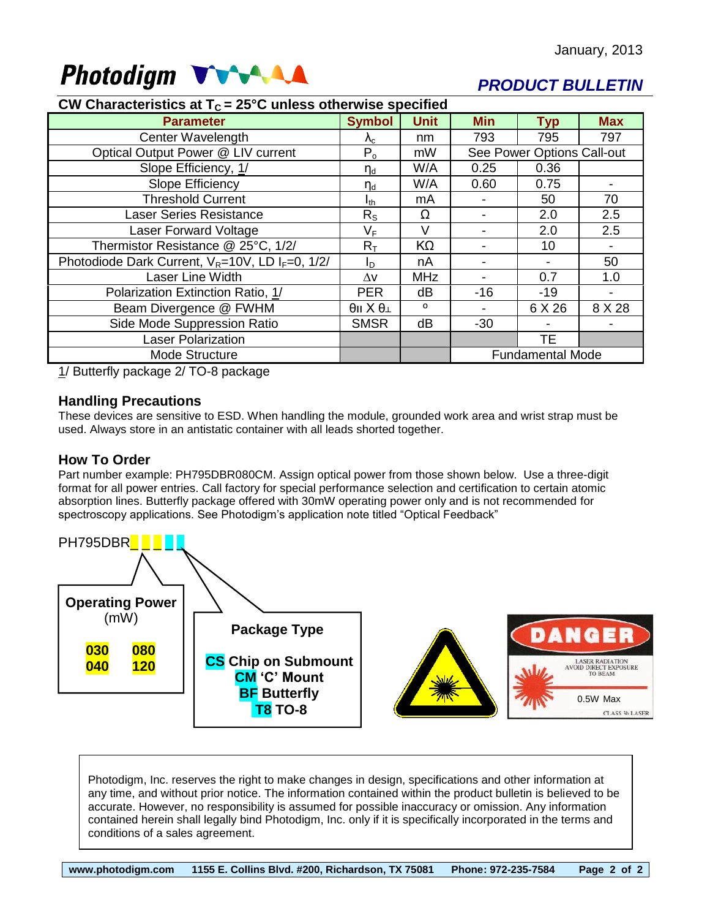January, 2013

# Photodigm

***PRODUCT BULLETIN***

**CW Characteristics at $T_C$ = 25°C unless otherwise specified**

| Parameter | Symbol | Unit | Min | Typ | Max |
|---|---|---|---|---|---|
| Center Wavelength | $\lambda_c$ | nm | 793 | 795 | 797 |
| Optical Output Power @ LIV current | $P_o$ | mW | See Power Options Call-out | | |
| Slope Efficiency, 1/ | $\eta_d$ | W/A | 0.25 | 0.36 | |
| Slope Efficiency | $\eta_d$ | W/A | 0.60 | 0.75 | - |
| Threshold Current | $I_{th}$ | mA | - | 50 | 70 |
| Laser Series Resistance | $R_S$ | Ω | - | 2.0 | 2.5 |
| Laser Forward Voltage | $V_F$ | V | - | 2.0 | 2.5 |
| Thermistor Resistance @ 25°C, 1/2/ | $R_T$ | KΩ | - | 10 | - |
| Photodiode Dark Current, $V_R$=10V, LD $I_F$=0, 1/2/ | $I_D$ | nA | - | - | 50 |
| Laser Line Width | Δv | MHz | - | 0.7 | 1.0 |
| Polarization Extinction Ratio, 1/ | PER | dB | -16 | -19 | - |
| Beam Divergence @ FWHM | $\theta_{\parallel} \times \theta_{\perp}$ | o | - | 6 X 26 | 8 X 28 |
| Side Mode Suppression Ratio | SMSR | dB | -30 | - | - |
| Laser Polarization | | | | TE | |
| Mode Structure | | | Fundamental Mode | | |

1/ Butterfly package 2/ TO-8 package

## Handling Precautions

These devices are sensitive to ESD. When handling the module, grounded work area and wrist strap must be used. Always store in an antistatic container with all leads shorted together.

## How To Order

Part number example: PH795DBR080CM. Assign optical power from those shown below. Use a three-digit format for all power entries. Call factory for special performance selection and certification to certain atomic absorption lines. Butterfly package offered with 30mW operating power only and is not recommended for spectroscopy applications. See Photodigm's application note titled "Optical Feedback"

PH795DBR_ _ _ _ _

**Operating Power** (mW)

030 080
040 120

**Package Type**

**CS** Chip on Submount
**CM** 'C' Mount
**BF** Butterfly
**T8** TO-8

DANGER
LASER RADIATION
AVOID DIRECT EXPOSURE
TO BEAM
0.5W Max
CLASS 3b LASER

Photodigm, Inc. reserves the right to make changes in design, specifications and other information at any time, and without prior notice. The information contained within the product bulletin is believed to be accurate. However, no responsibility is assumed for possible inaccuracy or omission. Any information contained herein shall legally bind Photodigm, Inc. only if it is specifically incorporated in the terms and conditions of a sales agreement.

www.photodigm.com 1155 E. Collins Blvd. #200, Richardson, TX 75081 Phone: 972-235-7584